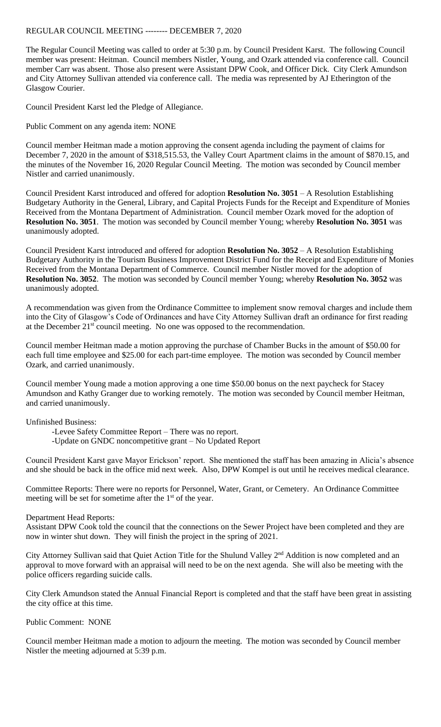# REGULAR COUNCIL MEETING -------- DECEMBER 7, 2020

The Regular Council Meeting was called to order at 5:30 p.m. by Council President Karst. The following Council member was present: Heitman. Council members Nistler, Young, and Ozark attended via conference call. Council member Carr was absent. Those also present were Assistant DPW Cook, and Officer Dick. City Clerk Amundson and City Attorney Sullivan attended via conference call. The media was represented by AJ Etherington of the Glasgow Courier.

Council President Karst led the Pledge of Allegiance.

Public Comment on any agenda item: NONE

Council member Heitman made a motion approving the consent agenda including the payment of claims for December 7, 2020 in the amount of $318,515.53, the Valley Court Apartment claims in the amount of $870.15, and the minutes of the November 16, 2020 Regular Council Meeting. The motion was seconded by Council member Nistler and carried unanimously.

Council President Karst introduced and offered for adoption **Resolution No. 3051** – A Resolution Establishing Budgetary Authority in the General, Library, and Capital Projects Funds for the Receipt and Expenditure of Monies Received from the Montana Department of Administration. Council member Ozark moved for the adoption of **Resolution No. 3051**. The motion was seconded by Council member Young; whereby **Resolution No. 3051** was unanimously adopted.

Council President Karst introduced and offered for adoption **Resolution No. 3052** – A Resolution Establishing Budgetary Authority in the Tourism Business Improvement District Fund for the Receipt and Expenditure of Monies Received from the Montana Department of Commerce. Council member Nistler moved for the adoption of **Resolution No. 3052**. The motion was seconded by Council member Young; whereby **Resolution No. 3052** was unanimously adopted.

A recommendation was given from the Ordinance Committee to implement snow removal charges and include them into the City of Glasgow's Code of Ordinances and have City Attorney Sullivan draft an ordinance for first reading at the December 21st council meeting. No one was opposed to the recommendation.

Council member Heitman made a motion approving the purchase of Chamber Bucks in the amount of $50.00 for each full time employee and $25.00 for each part-time employee. The motion was seconded by Council member Ozark, and carried unanimously.

Council member Young made a motion approving a one time $50.00 bonus on the next paycheck for Stacey Amundson and Kathy Granger due to working remotely. The motion was seconded by Council member Heitman, and carried unanimously.

Unfinished Business:

- Levee Safety Committee Report – There was no report.
- Update on GNDC noncompetitive grant – No Updated Report

Council President Karst gave Mayor Erickson' report. She mentioned the staff has been amazing in Alicia's absence and she should be back in the office mid next week. Also, DPW Kompel is out until he receives medical clearance.

Committee Reports: There were no reports for Personnel, Water, Grant, or Cemetery. An Ordinance Committee meeting will be set for sometime after the 1st of the year.

Department Head Reports:
Assistant DPW Cook told the council that the connections on the Sewer Project have been completed and they are now in winter shut down. They will finish the project in the spring of 2021.

City Attorney Sullivan said that Quiet Action Title for the Shulund Valley 2nd Addition is now completed and an approval to move forward with an appraisal will need to be on the next agenda. She will also be meeting with the police officers regarding suicide calls.

City Clerk Amundson stated the Annual Financial Report is completed and that the staff have been great in assisting the city office at this time.

Public Comment: NONE

Council member Heitman made a motion to adjourn the meeting. The motion was seconded by Council member Nistler the meeting adjourned at 5:39 p.m.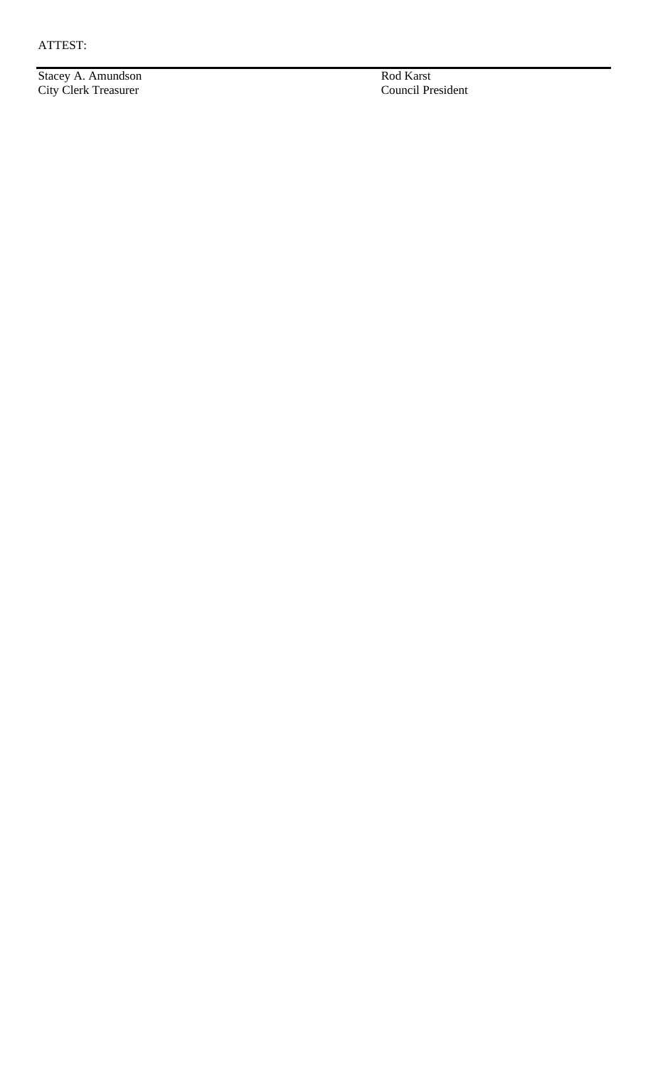ATTEST:

| | |
|---|---|
| Stacey A. Amundson | Rod Karst |
| City Clerk Treasurer | Council President |